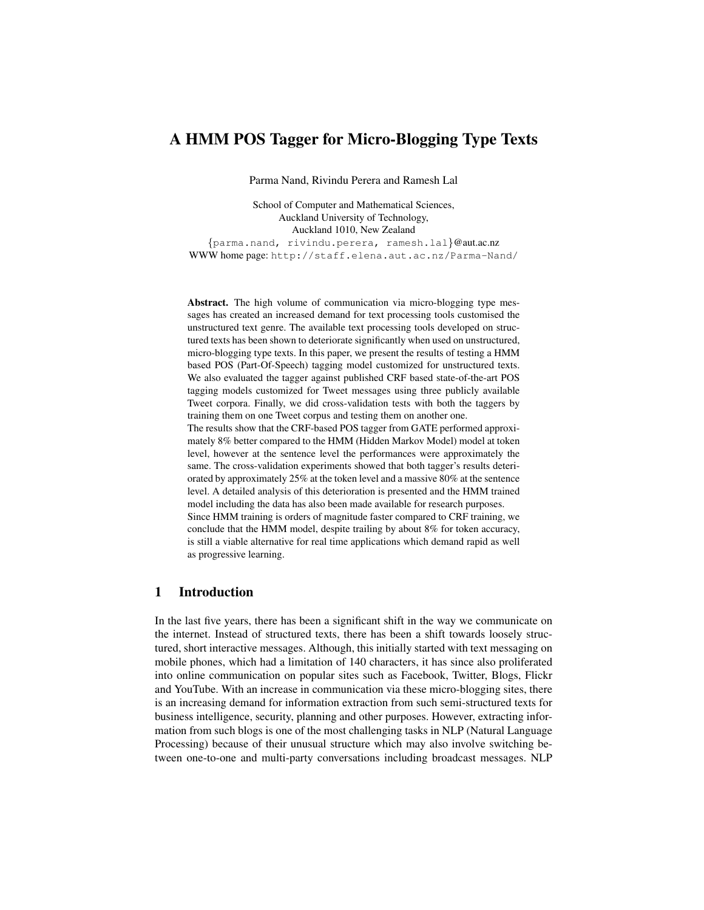# A HMM POS Tagger for Micro-Blogging Type Texts

Parma Nand, Rivindu Perera and Ramesh Lal

School of Computer and Mathematical Sciences,
Auckland University of Technology,
Auckland 1010, New Zealand
{parma.nand, rivindu.perera, ramesh.lal}@aut.ac.nz
WWW home page: http://staff.elena.aut.ac.nz/Parma-Nand/

**Abstract.** The high volume of communication via micro-blogging type messages has created an increased demand for text processing tools customised the unstructured text genre. The available text processing tools developed on structured texts has been shown to deteriorate significantly when used on unstructured, micro-blogging type texts. In this paper, we present the results of testing a HMM based POS (Part-Of-Speech) tagging model customized for unstructured texts. We also evaluated the tagger against published CRF based state-of-the-art POS tagging models customized for Tweet messages using three publicly available Tweet corpora. Finally, we did cross-validation tests with both the taggers by training them on one Tweet corpus and testing them on another one.
The results show that the CRF-based POS tagger from GATE performed approximately 8% better compared to the HMM (Hidden Markov Model) model at token level, however at the sentence level the performances were approximately the same. The cross-validation experiments showed that both tagger's results deteriorated by approximately 25% at the token level and a massive 80% at the sentence level. A detailed analysis of this deterioration is presented and the HMM trained model including the data has also been made available for research purposes.
Since HMM training is orders of magnitude faster compared to CRF training, we conclude that the HMM model, despite trailing by about 8% for token accuracy, is still a viable alternative for real time applications which demand rapid as well as progressive learning.

## 1 Introduction

In the last five years, there has been a significant shift in the way we communicate on the internet. Instead of structured texts, there has been a shift towards loosely structured, short interactive messages. Although, this initially started with text messaging on mobile phones, which had a limitation of 140 characters, it has since also proliferated into online communication on popular sites such as Facebook, Twitter, Blogs, Flickr and YouTube. With an increase in communication via these micro-blogging sites, there is an increasing demand for information extraction from such semi-structured texts for business intelligence, security, planning and other purposes. However, extracting information from such blogs is one of the most challenging tasks in NLP (Natural Language Processing) because of their unusual structure which may also involve switching between one-to-one and multi-party conversations including broadcast messages. NLP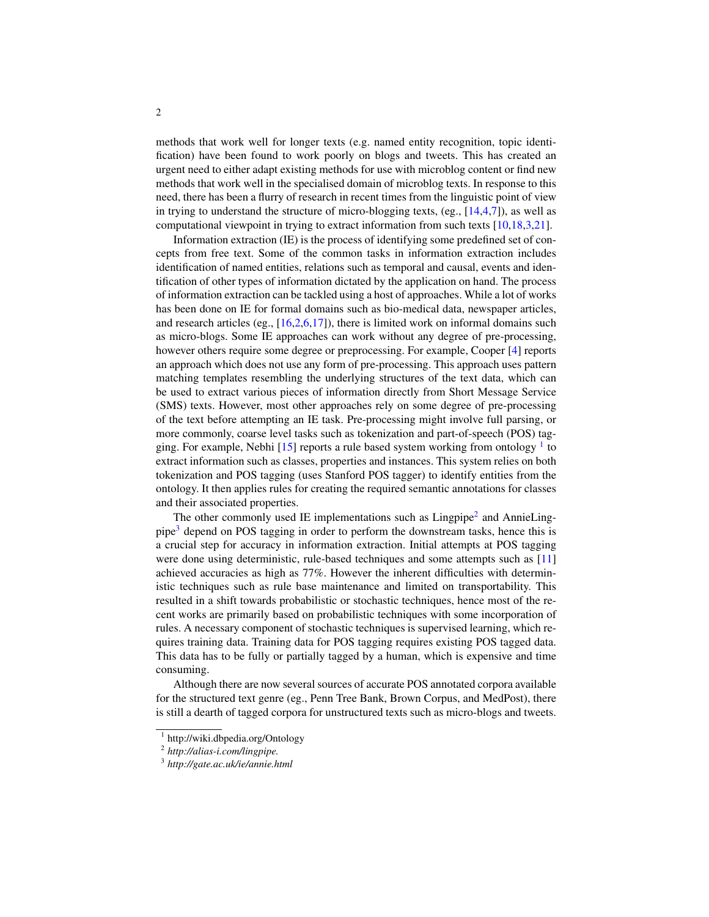methods that work well for longer texts (e.g. named entity recognition, topic identification) have been found to work poorly on blogs and tweets. This has created an urgent need to either adapt existing methods for use with microblog content or find new methods that work well in the specialised domain of microblog texts. In response to this need, there has been a flurry of research in recent times from the linguistic point of view in trying to understand the structure of micro-blogging texts, (eg., [14,4,7]), as well as computational viewpoint in trying to extract information from such texts [10,18,3,21].

Information extraction (IE) is the process of identifying some predefined set of concepts from free text. Some of the common tasks in information extraction includes identification of named entities, relations such as temporal and causal, events and identification of other types of information dictated by the application on hand. The process of information extraction can be tackled using a host of approaches. While a lot of works has been done on IE for formal domains such as bio-medical data, newspaper articles, and research articles (eg., [16,2,6,17]), there is limited work on informal domains such as micro-blogs. Some IE approaches can work without any degree of pre-processing, however others require some degree or preprocessing. For example, Cooper [4] reports an approach which does not use any form of pre-processing. This approach uses pattern matching templates resembling the underlying structures of the text data, which can be used to extract various pieces of information directly from Short Message Service (SMS) texts. However, most other approaches rely on some degree of pre-processing of the text before attempting an IE task. Pre-processing might involve full parsing, or more commonly, coarse level tasks such as tokenization and part-of-speech (POS) tagging. For example, Nebhi [15] reports a rule based system working from ontology [1] to extract information such as classes, properties and instances. This system relies on both tokenization and POS tagging (uses Stanford POS tagger) to identify entities from the ontology. It then applies rules for creating the required semantic annotations for classes and their associated properties.

The other commonly used IE implementations such as Lingpipe[2] and AnnieLingpipe[3] depend on POS tagging in order to perform the downstream tasks, hence this is a crucial step for accuracy in information extraction. Initial attempts at POS tagging were done using deterministic, rule-based techniques and some attempts such as [11] achieved accuracies as high as 77%. However the inherent difficulties with deterministic techniques such as rule base maintenance and limited on transportability. This resulted in a shift towards probabilistic or stochastic techniques, hence most of the recent works are primarily based on probabilistic techniques with some incorporation of rules. A necessary component of stochastic techniques is supervised learning, which requires training data. Training data for POS tagging requires existing POS tagged data. This data has to be fully or partially tagged by a human, which is expensive and time consuming.

Although there are now several sources of accurate POS annotated corpora available for the structured text genre (eg., Penn Tree Bank, Brown Corpus, and MedPost), there is still a dearth of tagged corpora for unstructured texts such as micro-blogs and tweets.

---

[1] http://wiki.dbpedia.org/Ontology

[2] *http://alias-i.com/lingpipe.*

[3] *http://gate.ac.uk/ie/annie.html*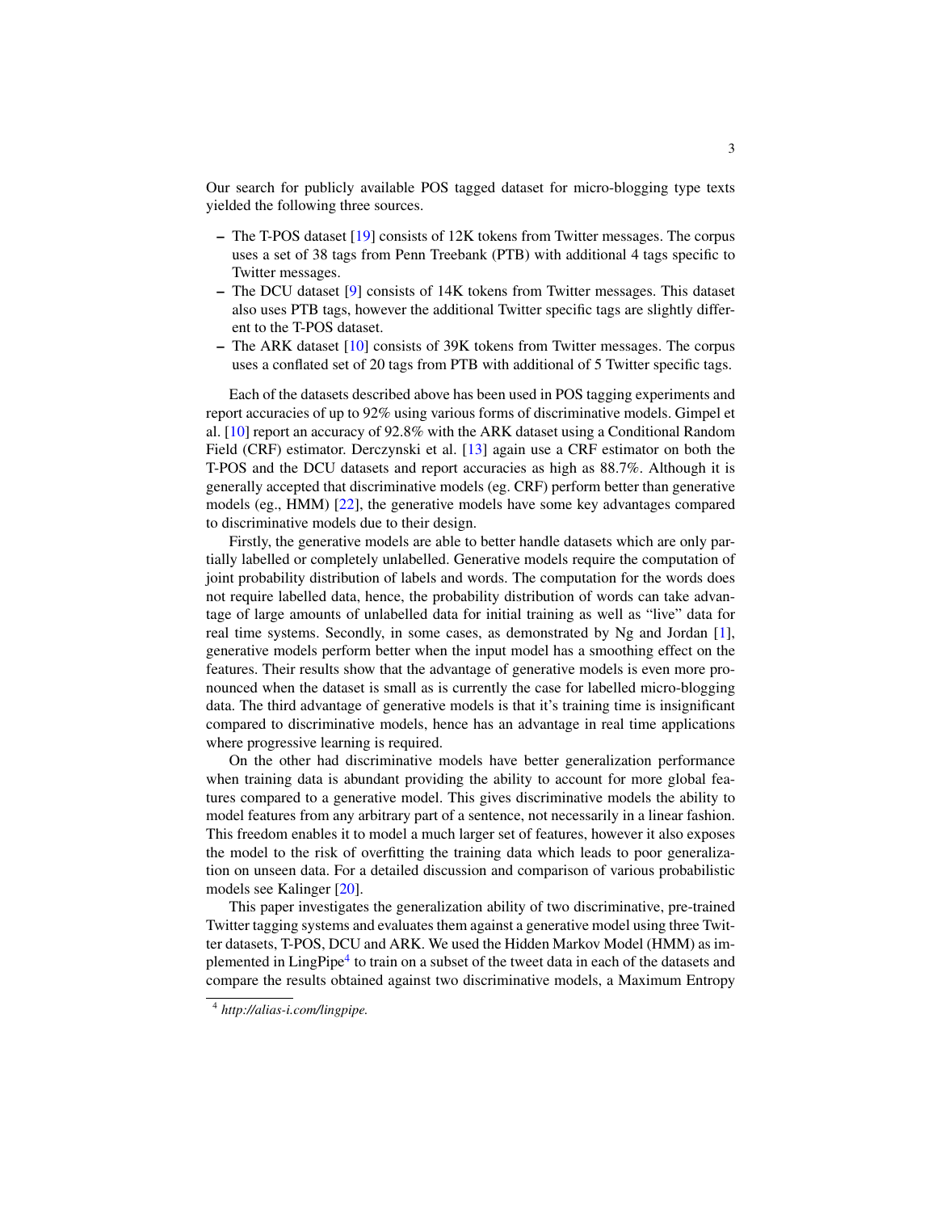Our search for publicly available POS tagged dataset for micro-blogging type texts yielded the following three sources.

- The T-POS dataset [19] consists of 12K tokens from Twitter messages. The corpus uses a set of 38 tags from Penn Treebank (PTB) with additional 4 tags specific to Twitter messages.
- The DCU dataset [9] consists of 14K tokens from Twitter messages. This dataset also uses PTB tags, however the additional Twitter specific tags are slightly different to the T-POS dataset.
- The ARK dataset [10] consists of 39K tokens from Twitter messages. The corpus uses a conflated set of 20 tags from PTB with additional of 5 Twitter specific tags.

Each of the datasets described above has been used in POS tagging experiments and report accuracies of up to 92% using various forms of discriminative models. Gimpel et al. [10] report an accuracy of 92.8% with the ARK dataset using a Conditional Random Field (CRF) estimator. Derczynski et al. [13] again use a CRF estimator on both the T-POS and the DCU datasets and report accuracies as high as 88.7%. Although it is generally accepted that discriminative models (eg. CRF) perform better than generative models (eg., HMM) [22], the generative models have some key advantages compared to discriminative models due to their design.

Firstly, the generative models are able to better handle datasets which are only partially labelled or completely unlabelled. Generative models require the computation of joint probability distribution of labels and words. The computation for the words does not require labelled data, hence, the probability distribution of words can take advantage of large amounts of unlabelled data for initial training as well as "live" data for real time systems. Secondly, in some cases, as demonstrated by Ng and Jordan [1], generative models perform better when the input model has a smoothing effect on the features. Their results show that the advantage of generative models is even more pronounced when the dataset is small as is currently the case for labelled micro-blogging data. The third advantage of generative models is that it's training time is insignificant compared to discriminative models, hence has an advantage in real time applications where progressive learning is required.

On the other had discriminative models have better generalization performance when training data is abundant providing the ability to account for more global features compared to a generative model. This gives discriminative models the ability to model features from any arbitrary part of a sentence, not necessarily in a linear fashion. This freedom enables it to model a much larger set of features, however it also exposes the model to the risk of overfitting the training data which leads to poor generalization on unseen data. For a detailed discussion and comparison of various probabilistic models see Kalinger [20].

This paper investigates the generalization ability of two discriminative, pre-trained Twitter tagging systems and evaluates them against a generative model using three Twitter datasets, T-POS, DCU and ARK. We used the Hidden Markov Model (HMM) as implemented in LingPipe[4] to train on a subset of the tweet data in each of the datasets and compare the results obtained against two discriminative models, a Maximum Entropy

[4] *http://alias-i.com/lingpipe.*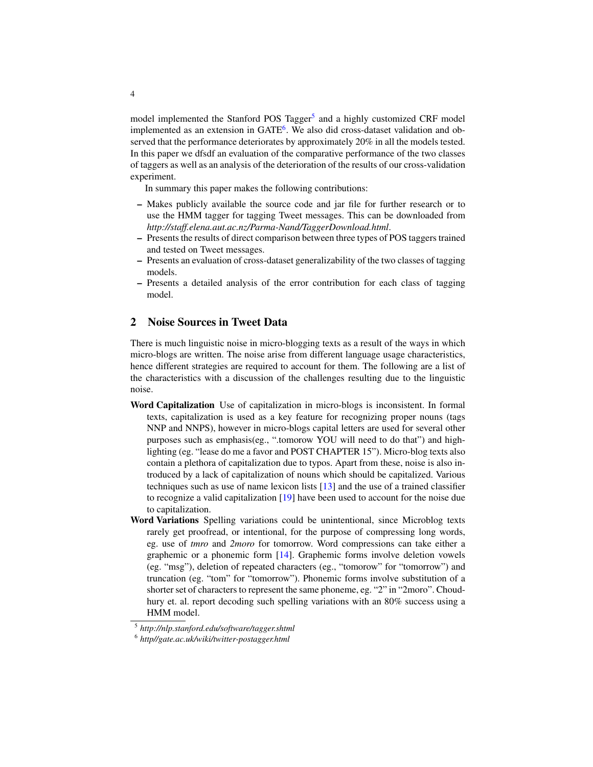model implemented the Stanford POS Tagger[5] and a highly customized CRF model implemented as an extension in GATE[6]. We also did cross-dataset validation and observed that the performance deteriorates by approximately 20% in all the models tested. In this paper we dfsdf an evaluation of the comparative performance of the two classes of taggers as well as an analysis of the deterioration of the results of our cross-validation experiment.

In summary this paper makes the following contributions:

- Makes publicly available the source code and jar file for further research or to use the HMM tagger for tagging Tweet messages. This can be downloaded from *http://staff.elena.aut.ac.nz/Parma-Nand/TaggerDownload.html*.
- Presents the results of direct comparison between three types of POS taggers trained and tested on Tweet messages.
- Presents an evaluation of cross-dataset generalizability of the two classes of tagging models.
- Presents a detailed analysis of the error contribution for each class of tagging model.

## 2 Noise Sources in Tweet Data

There is much linguistic noise in micro-blogging texts as a result of the ways in which micro-blogs are written. The noise arise from different language usage characteristics, hence different strategies are required to account for them. The following are a list of the characteristics with a discussion of the challenges resulting due to the linguistic noise.

**Word Capitalization** Use of capitalization in micro-blogs is inconsistent. In formal texts, capitalization is used as a key feature for recognizing proper nouns (tags NNP and NNPS), however in micro-blogs capital letters are used for several other purposes such as emphasis(eg., ".tomorow YOU will need to do that") and highlighting (eg. "lease do me a favor and POST CHAPTER 15"). Micro-blog texts also contain a plethora of capitalization due to typos. Apart from these, noise is also introduced by a lack of capitalization of nouns which should be capitalized. Various techniques such as use of name lexicon lists [13] and the use of a trained classifier to recognize a valid capitalization [19] have been used to account for the noise due to capitalization.

**Word Variations** Spelling variations could be unintentional, since Microblog texts rarely get proofread, or intentional, for the purpose of compressing long words, eg. use of *tmro* and *2moro* for tomorrow. Word compressions can take either a graphemic or a phonemic form [14]. Graphemic forms involve deletion vowels (eg. "msg"), deletion of repeated characters (eg., "tomorow" for "tomorrow") and truncation (eg. "tom" for "tomorrow"). Phonemic forms involve substitution of a shorter set of characters to represent the same phoneme, eg. "2" in "2moro". Choudhury et. al. report decoding such spelling variations with an 80% success using a HMM model.

[5] *http://nlp.stanford.edu/software/tagger.shtml*

[6] *http//gate.ac.uk/wiki/twitter-postagger.html*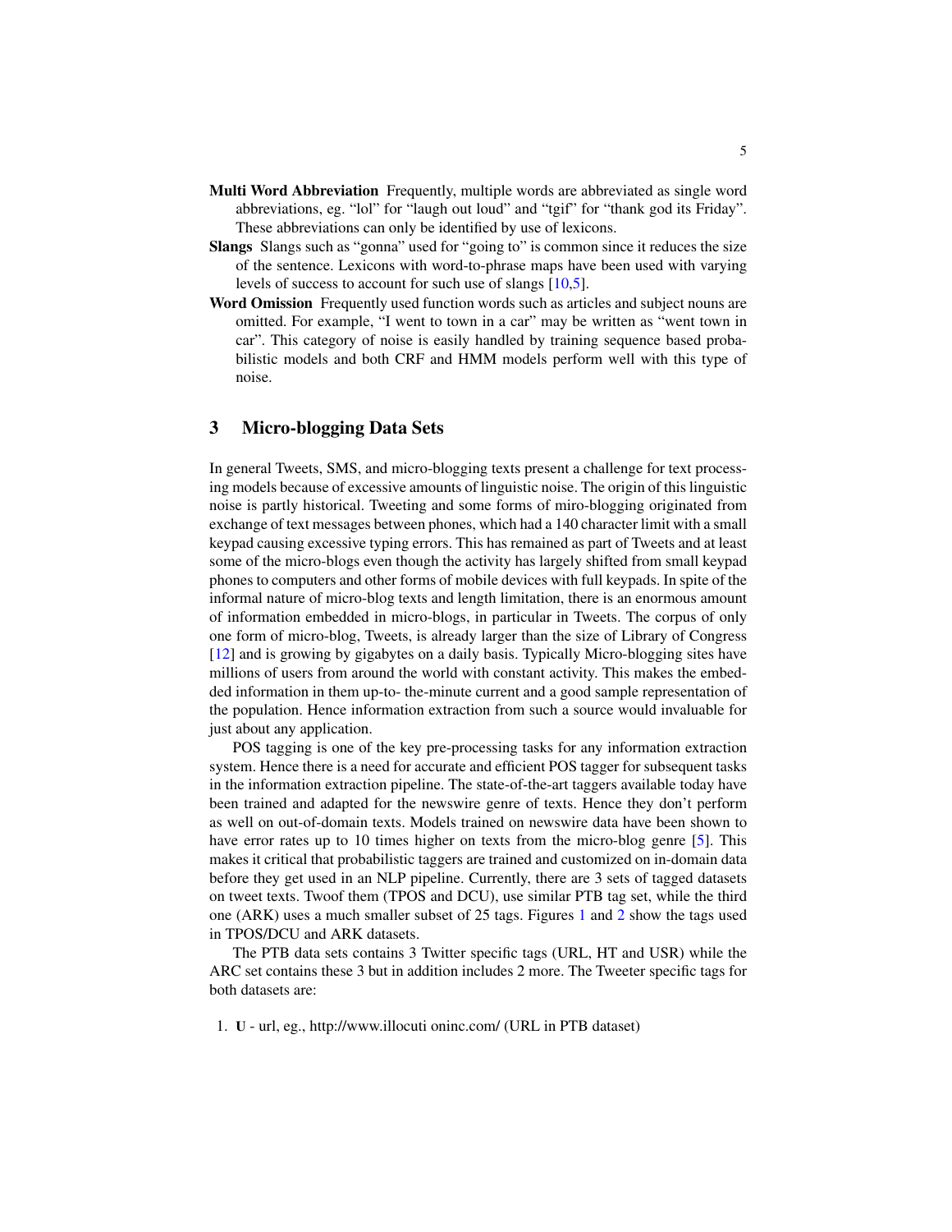**Multi Word Abbreviation** Frequently, multiple words are abbreviated as single word abbreviations, eg. “lol” for “laugh out loud” and “tgif” for “thank god its Friday”. These abbreviations can only be identified by use of lexicons.

**Slangs** Slangs such as “gonna” used for “going to” is common since it reduces the size of the sentence. Lexicons with word-to-phrase maps have been used with varying levels of success to account for such use of slangs [10,5].

**Word Omission** Frequently used function words such as articles and subject nouns are omitted. For example, “I went to town in a car” may be written as “went town in car”. This category of noise is easily handled by training sequence based probabilistic models and both CRF and HMM models perform well with this type of noise.

## 3 Micro-blogging Data Sets

In general Tweets, SMS, and micro-blogging texts present a challenge for text processing models because of excessive amounts of linguistic noise. The origin of this linguistic noise is partly historical. Tweeting and some forms of miro-blogging originated from exchange of text messages between phones, which had a 140 character limit with a small keypad causing excessive typing errors. This has remained as part of Tweets and at least some of the micro-blogs even though the activity has largely shifted from small keypad phones to computers and other forms of mobile devices with full keypads. In spite of the informal nature of micro-blog texts and length limitation, there is an enormous amount of information embedded in micro-blogs, in particular in Tweets. The corpus of only one form of micro-blog, Tweets, is already larger than the size of Library of Congress [12] and is growing by gigabytes on a daily basis. Typically Micro-blogging sites have millions of users from around the world with constant activity. This makes the embedded information in them up-to- the-minute current and a good sample representation of the population. Hence information extraction from such a source would invaluable for just about any application.

POS tagging is one of the key pre-processing tasks for any information extraction system. Hence there is a need for accurate and efficient POS tagger for subsequent tasks in the information extraction pipeline. The state-of-the-art taggers available today have been trained and adapted for the newswire genre of texts. Hence they don't perform as well on out-of-domain texts. Models trained on newswire data have been shown to have error rates up to 10 times higher on texts from the micro-blog genre [5]. This makes it critical that probabilistic taggers are trained and customized on in-domain data before they get used in an NLP pipeline. Currently, there are 3 sets of tagged datasets on tweet texts. Twoof them (TPOS and DCU), use similar PTB tag set, while the third one (ARK) uses a much smaller subset of 25 tags. Figures 1 and 2 show the tags used in TPOS/DCU and ARK datasets.

The PTB data sets contains 3 Twitter specific tags (URL, HT and USR) while the ARC set contains these 3 but in addition includes 2 more. The Tweeter specific tags for both datasets are:

1. **U** - url, eg., http://www.illocuti oninc.com/ (URL in PTB dataset)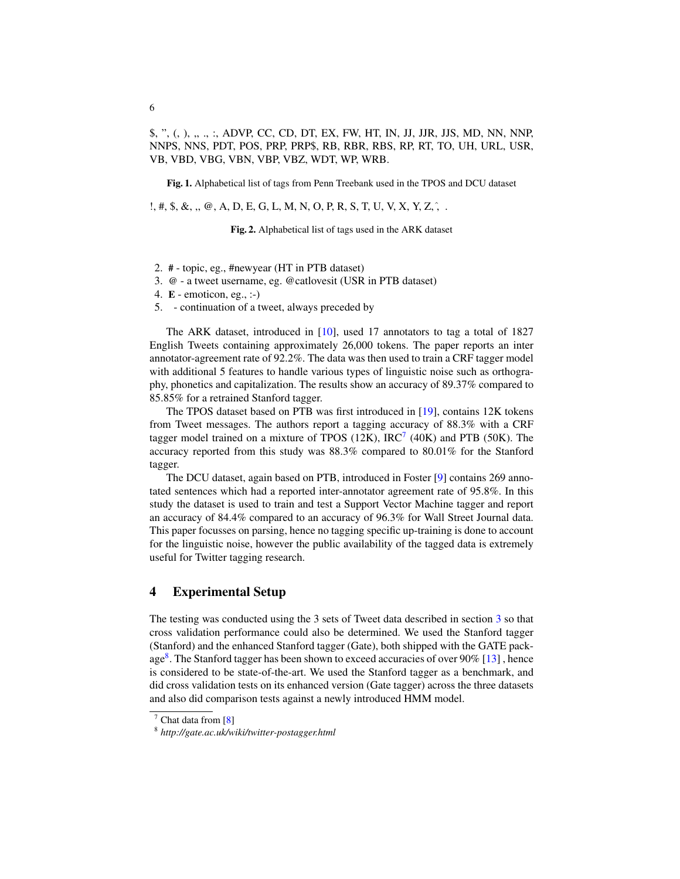$, ", (, ), ,, ., :, ADVP, CC, CD, DT, EX, FW, HT, IN, JJ, JJR, JJS, MD, NN, NNP, NNPS, NNS, PDT, POS, PRP, PRP$, RB, RBR, RBS, RP, RT, TO, UH, URL, USR, VB, VBD, VBG, VBN, VBP, VBZ, WDT, WP, WRB.

**Fig. 1.** Alphabetical list of tags from Penn Treebank used in the TPOS and DCU dataset

!, #, $, &, ,, @, A, D, E, G, L, M, N, O, P, R, S, T, U, V, X, Y, Z,ˆ, .

**Fig. 2.** Alphabetical list of tags used in the ARK dataset

2. **#** - topic, eg., #newyear (HT in PTB dataset)
3. **@** - a tweet username, eg. @catlovesit (USR in PTB dataset)
4. **E** - emoticon, eg., :-)
5.  - continuation of a tweet, always preceded by

The ARK dataset, introduced in [10], used 17 annotators to tag a total of 1827 English Tweets containing approximately 26,000 tokens. The paper reports an inter annotator-agreement rate of 92.2%. The data was then used to train a CRF tagger model with additional 5 features to handle various types of linguistic noise such as orthography, phonetics and capitalization. The results show an accuracy of 89.37% compared to 85.85% for a retrained Stanford tagger.

The TPOS dataset based on PTB was first introduced in [19], contains 12K tokens from Tweet messages. The authors report a tagging accuracy of 88.3% with a CRF tagger model trained on a mixture of TPOS (12K), IRC[7] (40K) and PTB (50K). The accuracy reported from this study was 88.3% compared to 80.01% for the Stanford tagger.

The DCU dataset, again based on PTB, introduced in Foster [9] contains 269 annotated sentences which had a reported inter-annotator agreement rate of 95.8%. In this study the dataset is used to train and test a Support Vector Machine tagger and report an accuracy of 84.4% compared to an accuracy of 96.3% for Wall Street Journal data. This paper focusses on parsing, hence no tagging specific up-training is done to account for the linguistic noise, however the public availability of the tagged data is extremely useful for Twitter tagging research.

## 4 Experimental Setup

The testing was conducted using the 3 sets of Tweet data described in section 3 so that cross validation performance could also be determined. We used the Stanford tagger (Stanford) and the enhanced Stanford tagger (Gate), both shipped with the GATE package[8]. The Stanford tagger has been shown to exceed accuracies of over 90% [13] , hence is considered to be state-of-the-art. We used the Stanford tagger as a benchmark, and did cross validation tests on its enhanced version (Gate tagger) across the three datasets and also did comparison tests against a newly introduced HMM model.

[7] Chat data from [8]

[8] *http://gate.ac.uk/wiki/twitter-postagger.html*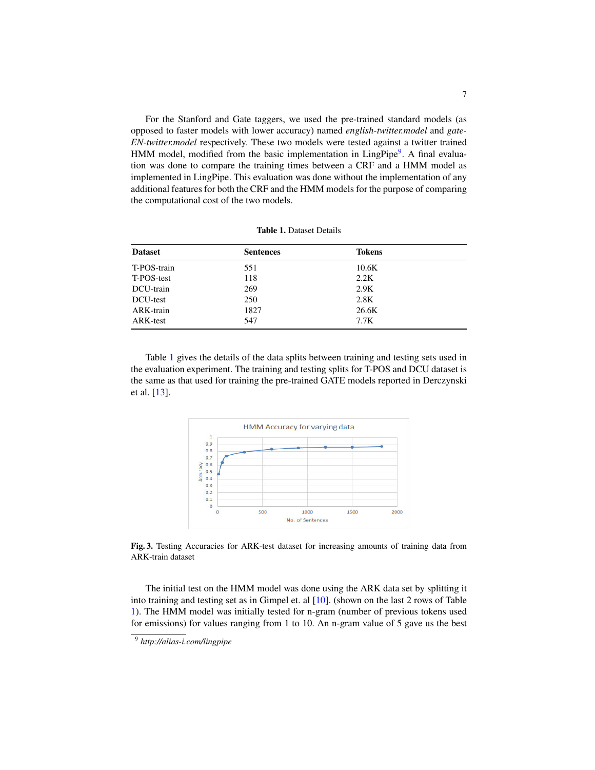For the Stanford and Gate taggers, we used the pre-trained standard models (as opposed to faster models with lower accuracy) named *english-twitter.model* and *gate-EN-twitter.model* respectively. These two models were tested against a twitter trained HMM model, modified from the basic implementation in LingPipe[9]. A final evaluation was done to compare the training times between a CRF and a HMM model as implemented in LingPipe. This evaluation was done without the implementation of any additional features for both the CRF and the HMM models for the purpose of comparing the computational cost of the two models.

**Table 1.** Dataset Details

| Dataset | Sentences | Tokens |
|---|---|---|
| T-POS-train | 551 | 10.6K |
| T-POS-test | 118 | 2.2K |
| DCU-train | 269 | 2.9K |
| DCU-test | 250 | 2.8K |
| ARK-train | 1827 | 26.6K |
| ARK-test | 547 | 7.7K |

Table 1 gives the details of the data splits between training and testing sets used in the evaluation experiment. The training and testing splits for T-POS and DCU dataset is the same as that used for training the pre-trained GATE models reported in Derczynski et al. [13].

**Fig. 3.** Testing Accuracies for ARK-test dataset for increasing amounts of training data from ARK-train dataset

The initial test on the HMM model was done using the ARK data set by splitting it into training and testing set as in Gimpel et. al [10]. (shown on the last 2 rows of Table 1). The HMM model was initially tested for n-gram (number of previous tokens used for emissions) for values ranging from 1 to 10. An n-gram value of 5 gave us the best

[9] *http://alias-i.com/lingpipe*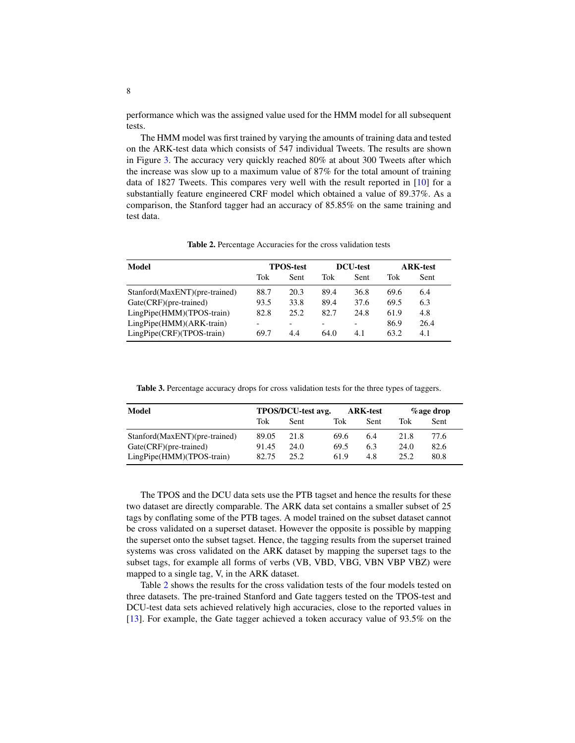performance which was the assigned value used for the HMM model for all subsequent tests.

The HMM model was first trained by varying the amounts of training data and tested on the ARK-test data which consists of 547 individual Tweets. The results are shown in Figure 3. The accuracy very quickly reached 80% at about 300 Tweets after which the increase was slow up to a maximum value of 87% for the total amount of training data of 1827 Tweets. This compares very well with the result reported in [10] for a substantially feature engineered CRF model which obtained a value of 89.37%. As a comparison, the Stanford tagger had an accuracy of 85.85% on the same training and test data.

**Table 2.** Percentage Accuracies for the cross validation tests

| Model | TPOS-test | | DCU-test | | ARK-test | |
|---|---|---|---|---|---|---|
| | Tok | Sent | Tok | Sent | Tok | Sent |
| Stanford(MaxENT)(pre-trained) | 88.7 | 20.3 | 89.4 | 36.8 | 69.6 | 6.4 |
| Gate(CRF)(pre-trained) | 93.5 | 33.8 | 89.4 | 37.6 | 69.5 | 6.3 |
| LingPipe(HMM)(TPOS-train) | 82.8 | 25.2 | 82.7 | 24.8 | 61.9 | 4.8 |
| LingPipe(HMM)(ARK-train) | - | - | - | - | 86.9 | 26.4 |
| LingPipe(CRF)(TPOS-train) | 69.7 | 4.4 | 64.0 | 4.1 | 63.2 | 4.1 |

**Table 3.** Percentage accuracy drops for cross validation tests for the three types of taggers.

| Model | TPOS/DCU-test avg. | | ARK-test | | %age drop | |
|---|---|---|---|---|---|---|
| | Tok | Sent | Tok | Sent | Tok | Sent |
| Stanford(MaxENT)(pre-trained) | 89.05 | 21.8 | 69.6 | 6.4 | 21.8 | 77.6 |
| Gate(CRF)(pre-trained) | 91.45 | 24.0 | 69.5 | 6.3 | 24.0 | 82.6 |
| LingPipe(HMM)(TPOS-train) | 82.75 | 25.2 | 61.9 | 4.8 | 25.2 | 80.8 |

The TPOS and the DCU data sets use the PTB tagset and hence the results for these two dataset are directly comparable. The ARK data set contains a smaller subset of 25 tags by conflating some of the PTB tages. A model trained on the subset dataset cannot be cross validated on a superset dataset. However the opposite is possible by mapping the superset onto the subset tagset. Hence, the tagging results from the superset trained systems was cross validated on the ARK dataset by mapping the superset tags to the subset tags, for example all forms of verbs (VB, VBD, VBG, VBN VBP VBZ) were mapped to a single tag, V, in the ARK dataset.

Table 2 shows the results for the cross validation tests of the four models tested on three datasets. The pre-trained Stanford and Gate taggers tested on the TPOS-test and DCU-test data sets achieved relatively high accuracies, close to the reported values in [13]. For example, the Gate tagger achieved a token accuracy value of 93.5% on the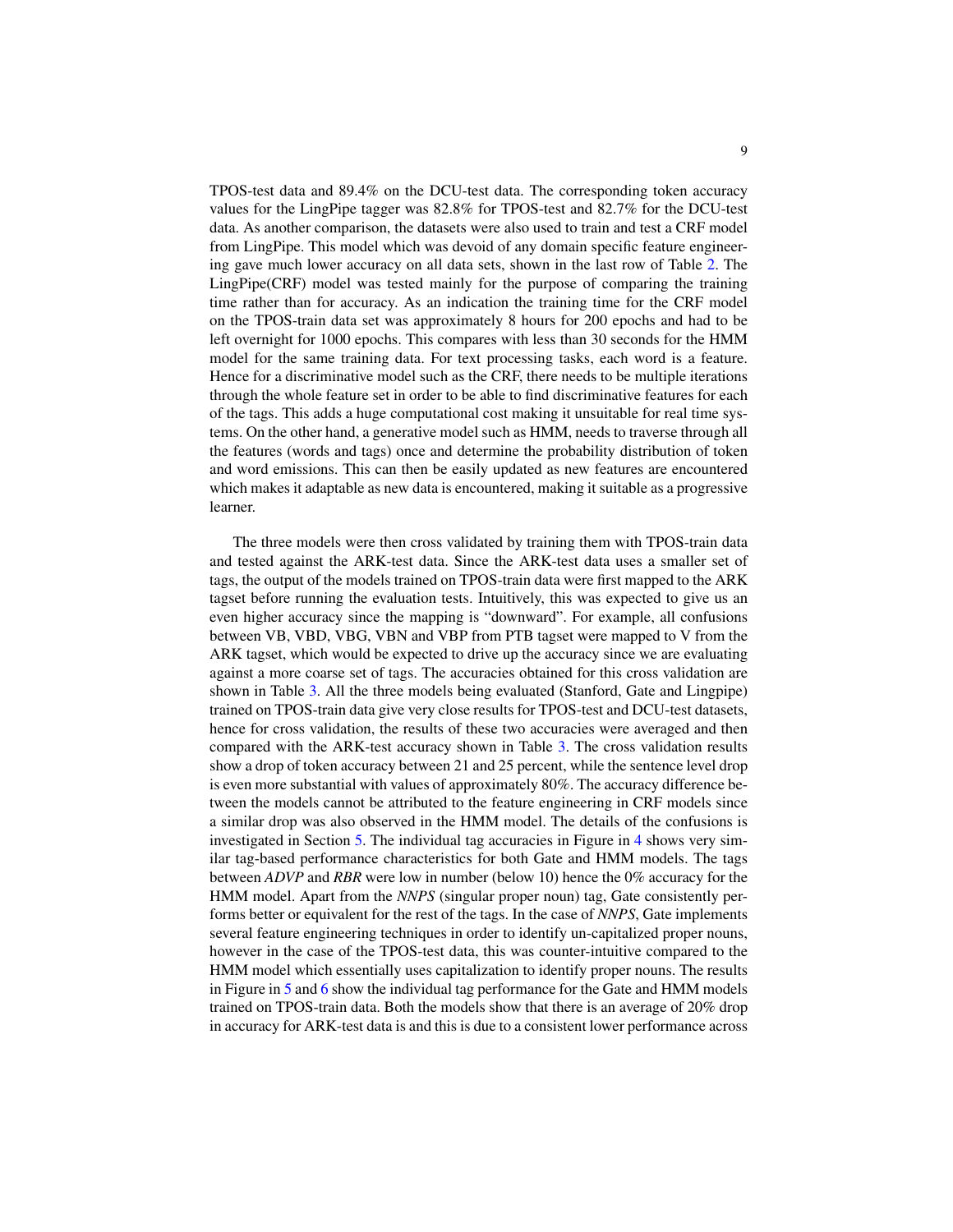TPOS-test data and 89.4% on the DCU-test data. The corresponding token accuracy values for the LingPipe tagger was 82.8% for TPOS-test and 82.7% for the DCU-test data. As another comparison, the datasets were also used to train and test a CRF model from LingPipe. This model which was devoid of any domain specific feature engineering gave much lower accuracy on all data sets, shown in the last row of Table 2. The LingPipe(CRF) model was tested mainly for the purpose of comparing the training time rather than for accuracy. As an indication the training time for the CRF model on the TPOS-train data set was approximately 8 hours for 200 epochs and had to be left overnight for 1000 epochs. This compares with less than 30 seconds for the HMM model for the same training data. For text processing tasks, each word is a feature. Hence for a discriminative model such as the CRF, there needs to be multiple iterations through the whole feature set in order to be able to find discriminative features for each of the tags. This adds a huge computational cost making it unsuitable for real time systems. On the other hand, a generative model such as HMM, needs to traverse through all the features (words and tags) once and determine the probability distribution of token and word emissions. This can then be easily updated as new features are encountered which makes it adaptable as new data is encountered, making it suitable as a progressive learner.

The three models were then cross validated by training them with TPOS-train data and tested against the ARK-test data. Since the ARK-test data uses a smaller set of tags, the output of the models trained on TPOS-train data were first mapped to the ARK tagset before running the evaluation tests. Intuitively, this was expected to give us an even higher accuracy since the mapping is "downward". For example, all confusions between VB, VBD, VBG, VBN and VBP from PTB tagset were mapped to V from the ARK tagset, which would be expected to drive up the accuracy since we are evaluating against a more coarse set of tags. The accuracies obtained for this cross validation are shown in Table 3. All the three models being evaluated (Stanford, Gate and Lingpipe) trained on TPOS-train data give very close results for TPOS-test and DCU-test datasets, hence for cross validation, the results of these two accuracies were averaged and then compared with the ARK-test accuracy shown in Table 3. The cross validation results show a drop of token accuracy between 21 and 25 percent, while the sentence level drop is even more substantial with values of approximately 80%. The accuracy difference between the models cannot be attributed to the feature engineering in CRF models since a similar drop was also observed in the HMM model. The details of the confusions is investigated in Section 5. The individual tag accuracies in Figure in 4 shows very similar tag-based performance characteristics for both Gate and HMM models. The tags between *ADVP* and *RBR* were low in number (below 10) hence the 0% accuracy for the HMM model. Apart from the *NNPS* (singular proper noun) tag, Gate consistently performs better or equivalent for the rest of the tags. In the case of *NNPS*, Gate implements several feature engineering techniques in order to identify un-capitalized proper nouns, however in the case of the TPOS-test data, this was counter-intuitive compared to the HMM model which essentially uses capitalization to identify proper nouns. The results in Figure in 5 and 6 show the individual tag performance for the Gate and HMM models trained on TPOS-train data. Both the models show that there is an average of 20% drop in accuracy for ARK-test data is and this is due to a consistent lower performance across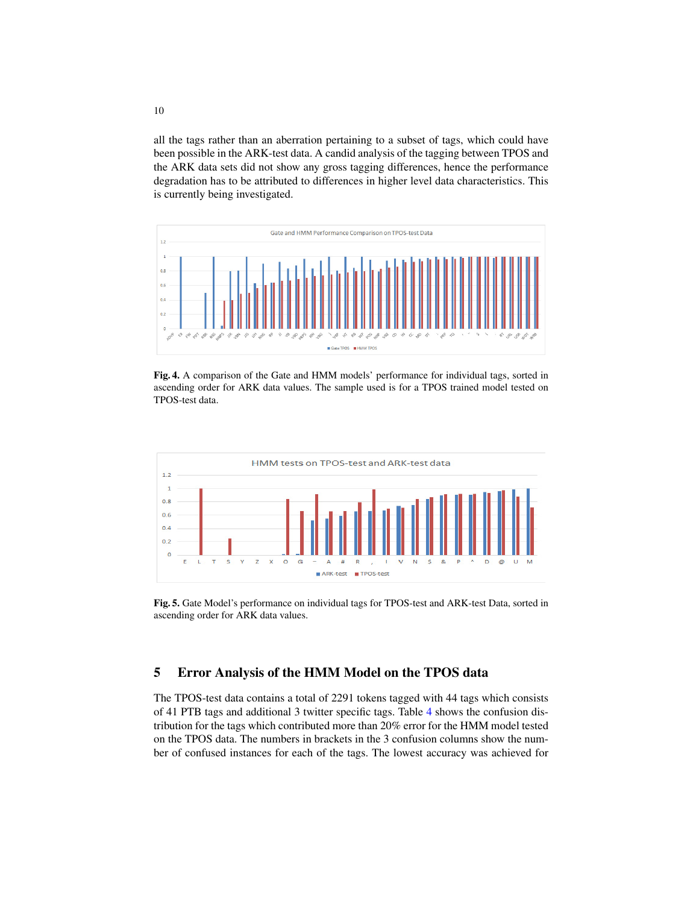all the tags rather than an aberration pertaining to a subset of tags, which could have been possible in the ARK-test data. A candid analysis of the tagging between TPOS and the ARK data sets did not show any gross tagging differences, hence the performance degradation has to be attributed to differences in higher level data characteristics. This is currently being investigated.

**Fig. 4.** A comparison of the Gate and HMM models' performance for individual tags, sorted in ascending order for ARK data values. The sample used is for a TPOS trained model tested on TPOS-test data.

**Fig. 5.** Gate Model's performance on individual tags for TPOS-test and ARK-test Data, sorted in ascending order for ARK data values.

## 5 Error Analysis of the HMM Model on the TPOS data

The TPOS-test data contains a total of 2291 tokens tagged with 44 tags which consists of 41 PTB tags and additional 3 twitter specific tags. Table 4 shows the confusion distribution for the tags which contributed more than 20% error for the HMM model tested on the TPOS data. The numbers in brackets in the 3 confusion columns show the number of confused instances for each of the tags. The lowest accuracy was achieved for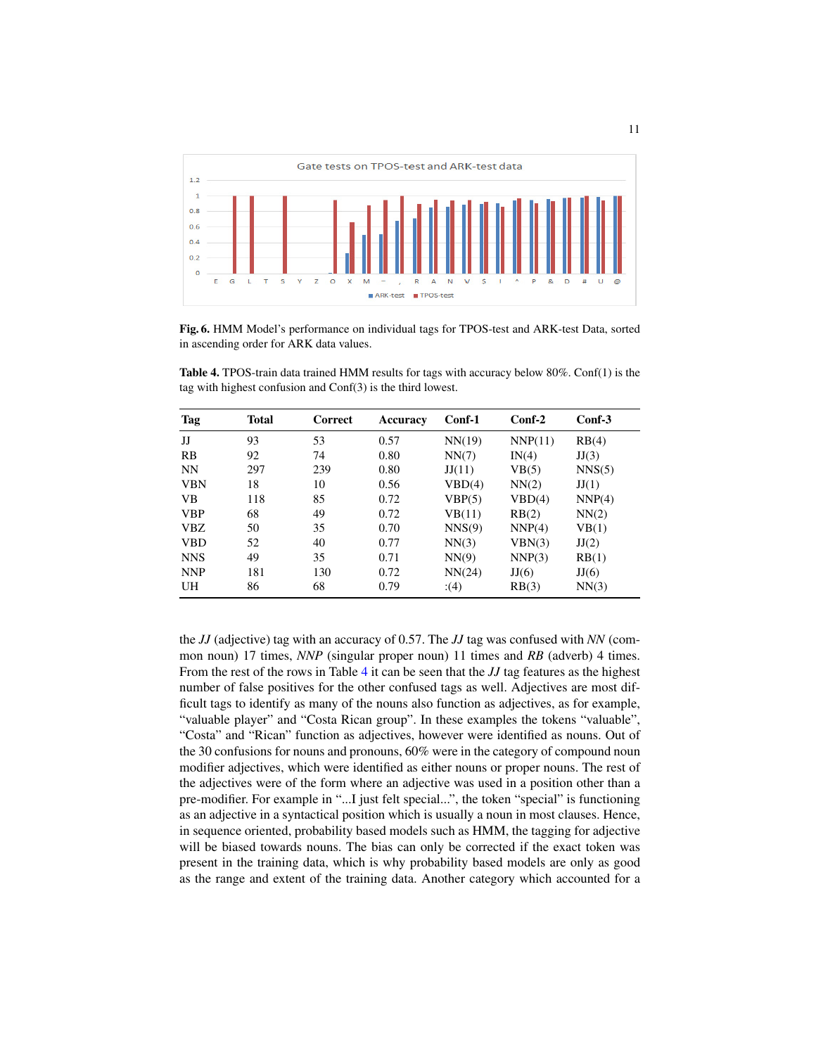**Fig. 6.** HMM Model's performance on individual tags for TPOS-test and ARK-test Data, sorted in ascending order for ARK data values.

**Table 4.** TPOS-train data trained HMM results for tags with accuracy below 80%. Conf(1) is the tag with highest confusion and Conf(3) is the third lowest.

| Tag | Total | Correct | Accuracy | Conf-1 | Conf-2 | Conf-3 |
|---|---|---|---|---|---|---|
| JJ | 93 | 53 | 0.57 | NN(19) | NNP(11) | RB(4) |
| RB | 92 | 74 | 0.80 | NN(7) | IN(4) | JJ(3) |
| NN | 297 | 239 | 0.80 | JJ(11) | VB(5) | NNS(5) |
| VBN | 18 | 10 | 0.56 | VBD(4) | NN(2) | JJ(1) |
| VB | 118 | 85 | 0.72 | VBP(5) | VBD(4) | NNP(4) |
| VBP | 68 | 49 | 0.72 | VB(11) | RB(2) | NN(2) |
| VBZ | 50 | 35 | 0.70 | NNS(9) | NNP(4) | VB(1) |
| VBD | 52 | 40 | 0.77 | NN(3) | VBN(3) | JJ(2) |
| NNS | 49 | 35 | 0.71 | NN(9) | NNP(3) | RB(1) |
| NNP | 181 | 130 | 0.72 | NN(24) | JJ(6) | JJ(6) |
| UH | 86 | 68 | 0.79 | :(4) | RB(3) | NN(3) |

the *JJ* (adjective) tag with an accuracy of 0.57. The *JJ* tag was confused with *NN* (common noun) 17 times, *NNP* (singular proper noun) 11 times and *RB* (adverb) 4 times. From the rest of the rows in Table 4 it can be seen that the *JJ* tag features as the highest number of false positives for the other confused tags as well. Adjectives are most difficult tags to identify as many of the nouns also function as adjectives, as for example, "valuable player" and "Costa Rican group". In these examples the tokens "valuable", "Costa" and "Rican" function as adjectives, however were identified as nouns. Out of the 30 confusions for nouns and pronouns, 60% were in the category of compound noun modifier adjectives, which were identified as either nouns or proper nouns. The rest of the adjectives were of the form where an adjective was used in a position other than a pre-modifier. For example in "...I just felt special...", the token "special" is functioning as an adjective in a syntactical position which is usually a noun in most clauses. Hence, in sequence oriented, probability based models such as HMM, the tagging for adjective will be biased towards nouns. The bias can only be corrected if the exact token was present in the training data, which is why probability based models are only as good as the range and extent of the training data. Another category which accounted for a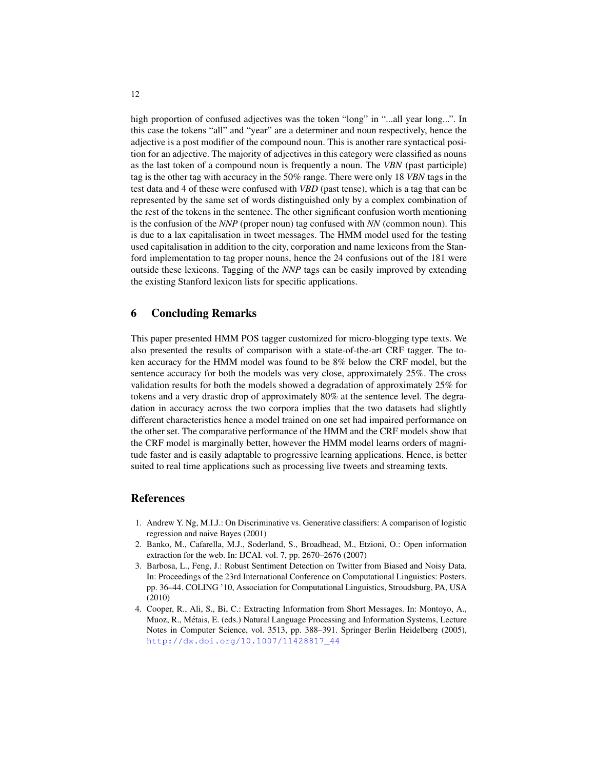high proportion of confused adjectives was the token "long" in "...all year long...". In this case the tokens "all" and "year" are a determiner and noun respectively, hence the adjective is a post modifier of the compound noun. This is another rare syntactical position for an adjective. The majority of adjectives in this category were classified as nouns as the last token of a compound noun is frequently a noun. The *VBN* (past participle) tag is the other tag with accuracy in the 50% range. There were only 18 *VBN* tags in the test data and 4 of these were confused with *VBD* (past tense), which is a tag that can be represented by the same set of words distinguished only by a complex combination of the rest of the tokens in the sentence. The other significant confusion worth mentioning is the confusion of the *NNP* (proper noun) tag confused with *NN* (common noun). This is due to a lax capitalisation in tweet messages. The HMM model used for the testing used capitalisation in addition to the city, corporation and name lexicons from the Stanford implementation to tag proper nouns, hence the 24 confusions out of the 181 were outside these lexicons. Tagging of the *NNP* tags can be easily improved by extending the existing Stanford lexicon lists for specific applications.

## 6 Concluding Remarks

This paper presented HMM POS tagger customized for micro-blogging type texts. We also presented the results of comparison with a state-of-the-art CRF tagger. The token accuracy for the HMM model was found to be 8% below the CRF model, but the sentence accuracy for both the models was very close, approximately 25%. The cross validation results for both the models showed a degradation of approximately 25% for tokens and a very drastic drop of approximately 80% at the sentence level. The degradation in accuracy across the two corpora implies that the two datasets had slightly different characteristics hence a model trained on one set had impaired performance on the other set. The comparative performance of the HMM and the CRF models show that the CRF model is marginally better, however the HMM model learns orders of magnitude faster and is easily adaptable to progressive learning applications. Hence, is better suited to real time applications such as processing live tweets and streaming texts.

## References

1. Andrew Y. Ng, M.I.J.: On Discriminative vs. Generative classifiers: A comparison of logistic regression and naive Bayes (2001)
2. Banko, M., Cafarella, M.J., Soderland, S., Broadhead, M., Etzioni, O.: Open information extraction for the web. In: IJCAI. vol. 7, pp. 2670–2676 (2007)
3. Barbosa, L., Feng, J.: Robust Sentiment Detection on Twitter from Biased and Noisy Data. In: Proceedings of the 23rd International Conference on Computational Linguistics: Posters. pp. 36–44. COLING '10, Association for Computational Linguistics, Stroudsburg, PA, USA (2010)
4. Cooper, R., Ali, S., Bi, C.: Extracting Information from Short Messages. In: Montoyo, A., Muoz, R., Métais, E. (eds.) Natural Language Processing and Information Systems, Lecture Notes in Computer Science, vol. 3513, pp. 388–391. Springer Berlin Heidelberg (2005), http://dx.doi.org/10.1007/11428817_44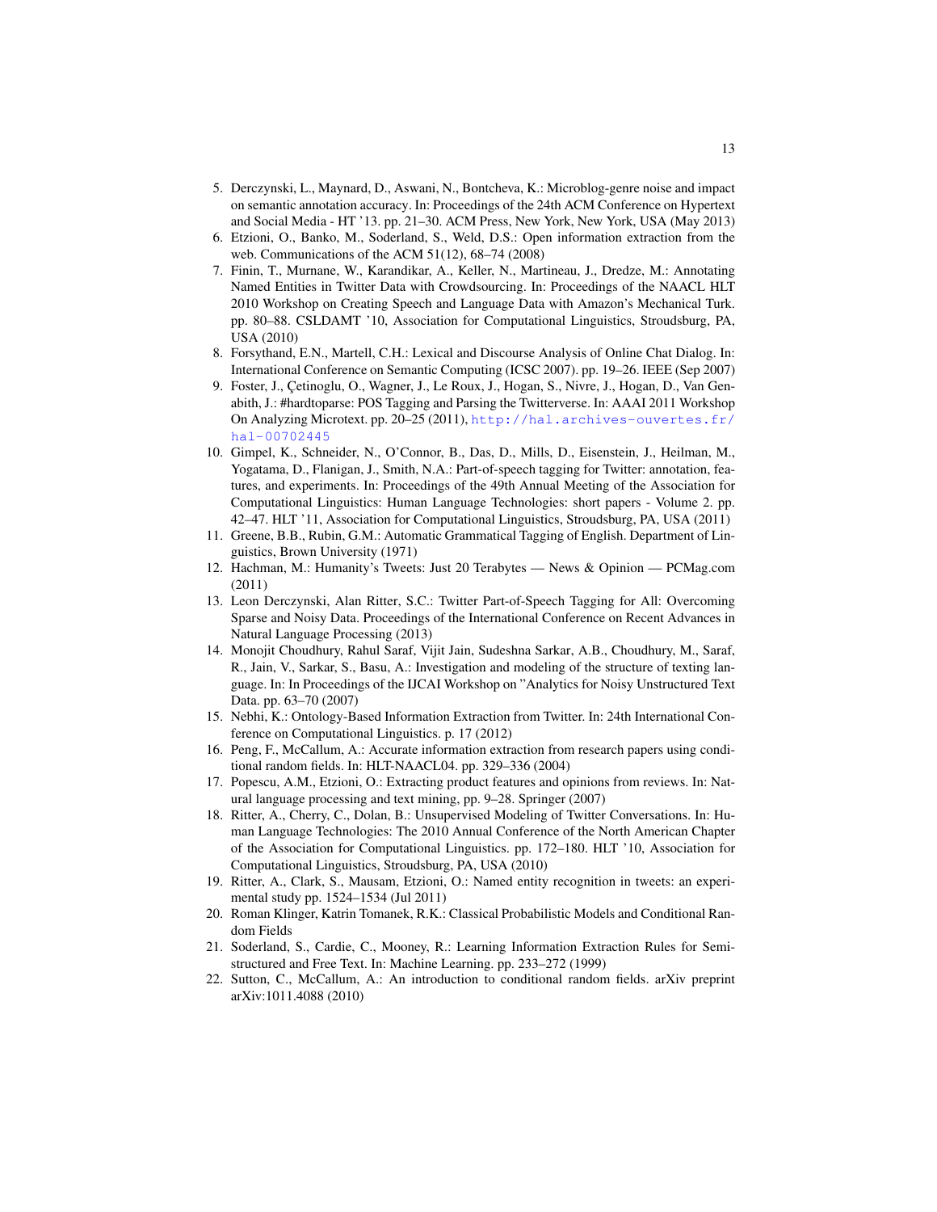5. Derczynski, L., Maynard, D., Aswani, N., Bontcheva, K.: Microblog-genre noise and impact on semantic annotation accuracy. In: Proceedings of the 24th ACM Conference on Hypertext and Social Media - HT '13. pp. 21–30. ACM Press, New York, New York, USA (May 2013)
6. Etzioni, O., Banko, M., Soderland, S., Weld, D.S.: Open information extraction from the web. Communications of the ACM 51(12), 68–74 (2008)
7. Finin, T., Murnane, W., Karandikar, A., Keller, N., Martineau, J., Dredze, M.: Annotating Named Entities in Twitter Data with Crowdsourcing. In: Proceedings of the NAACL HLT 2010 Workshop on Creating Speech and Language Data with Amazon's Mechanical Turk. pp. 80–88. CSLDAMT '10, Association for Computational Linguistics, Stroudsburg, PA, USA (2010)
8. Forsythand, E.N., Martell, C.H.: Lexical and Discourse Analysis of Online Chat Dialog. In: International Conference on Semantic Computing (ICSC 2007). pp. 19–26. IEEE (Sep 2007)
9. Foster, J., Çetinoglu, O., Wagner, J., Le Roux, J., Hogan, S., Nivre, J., Hogan, D., Van Genabith, J.: #hardtoparse: POS Tagging and Parsing the Twitterverse. In: AAAI 2011 Workshop On Analyzing Microtext. pp. 20–25 (2011), http://hal.archives-ouvertes.fr/hal-00702445
10. Gimpel, K., Schneider, N., O'Connor, B., Das, D., Mills, D., Eisenstein, J., Heilman, M., Yogatama, D., Flanigan, J., Smith, N.A.: Part-of-speech tagging for Twitter: annotation, features, and experiments. In: Proceedings of the 49th Annual Meeting of the Association for Computational Linguistics: Human Language Technologies: short papers - Volume 2. pp. 42–47. HLT '11, Association for Computational Linguistics, Stroudsburg, PA, USA (2011)
11. Greene, B.B., Rubin, G.M.: Automatic Grammatical Tagging of English. Department of Linguistics, Brown University (1971)
12. Hachman, M.: Humanity's Tweets: Just 20 Terabytes — News & Opinion — PCMag.com (2011)
13. Leon Derczynski, Alan Ritter, S.C.: Twitter Part-of-Speech Tagging for All: Overcoming Sparse and Noisy Data. Proceedings of the International Conference on Recent Advances in Natural Language Processing (2013)
14. Monojit Choudhury, Rahul Saraf, Vijit Jain, Sudeshna Sarkar, A.B., Choudhury, M., Saraf, R., Jain, V., Sarkar, S., Basu, A.: Investigation and modeling of the structure of texting language. In: In Proceedings of the IJCAI Workshop on "Analytics for Noisy Unstructured Text Data. pp. 63–70 (2007)
15. Nebhi, K.: Ontology-Based Information Extraction from Twitter. In: 24th International Conference on Computational Linguistics. p. 17 (2012)
16. Peng, F., McCallum, A.: Accurate information extraction from research papers using conditional random fields. In: HLT-NAACL04. pp. 329–336 (2004)
17. Popescu, A.M., Etzioni, O.: Extracting product features and opinions from reviews. In: Natural language processing and text mining, pp. 9–28. Springer (2007)
18. Ritter, A., Cherry, C., Dolan, B.: Unsupervised Modeling of Twitter Conversations. In: Human Language Technologies: The 2010 Annual Conference of the North American Chapter of the Association for Computational Linguistics. pp. 172–180. HLT '10, Association for Computational Linguistics, Stroudsburg, PA, USA (2010)
19. Ritter, A., Clark, S., Mausam, Etzioni, O.: Named entity recognition in tweets: an experimental study pp. 1524–1534 (Jul 2011)
20. Roman Klinger, Katrin Tomanek, R.K.: Classical Probabilistic Models and Conditional Random Fields
21. Soderland, S., Cardie, C., Mooney, R.: Learning Information Extraction Rules for Semi-structured and Free Text. In: Machine Learning. pp. 233–272 (1999)
22. Sutton, C., McCallum, A.: An introduction to conditional random fields. arXiv preprint arXiv:1011.4088 (2010)